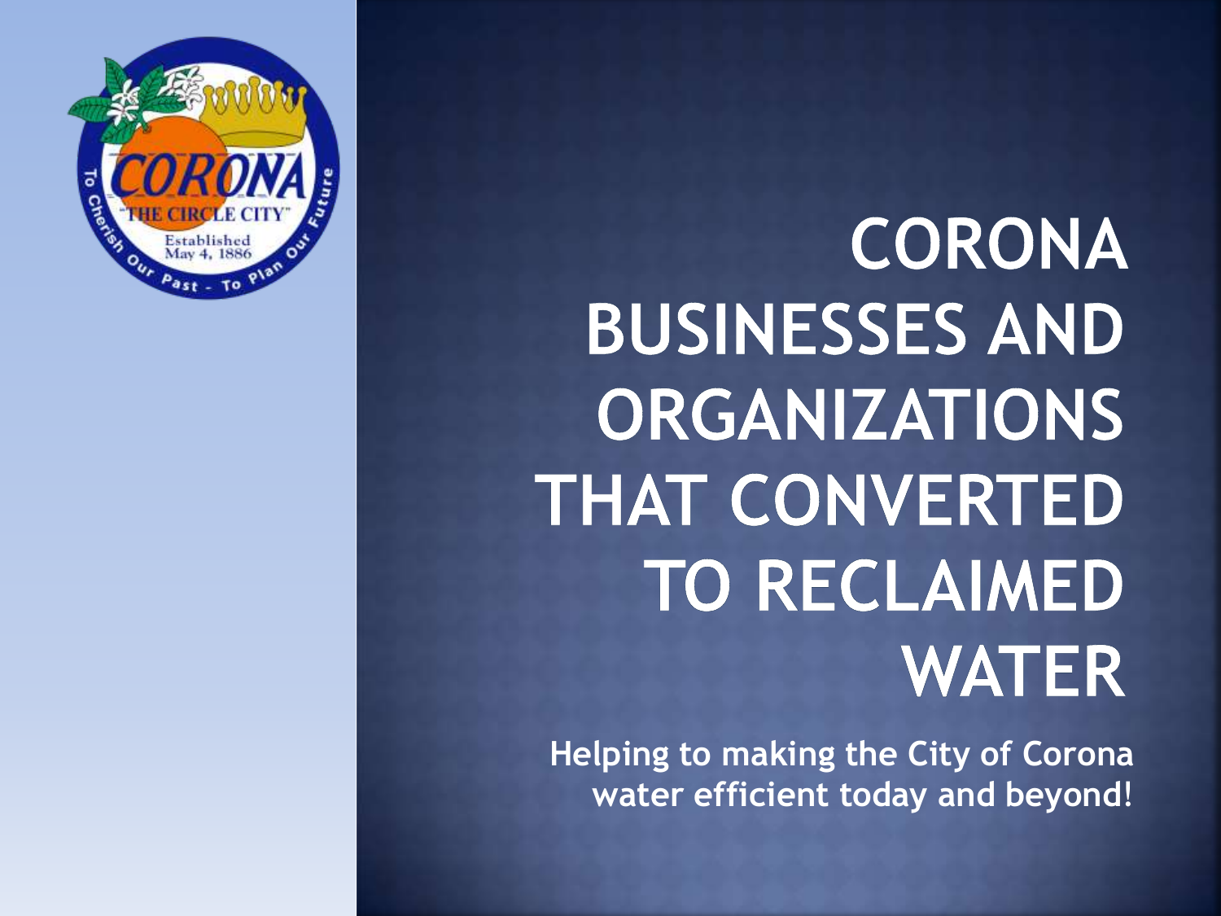# CORONA BUSINESSES AND ORGANIZATIONS THAT CONVERTED TO RECLAIMED WATER

**Helping to making the City of Corona water efficient today and beyond!**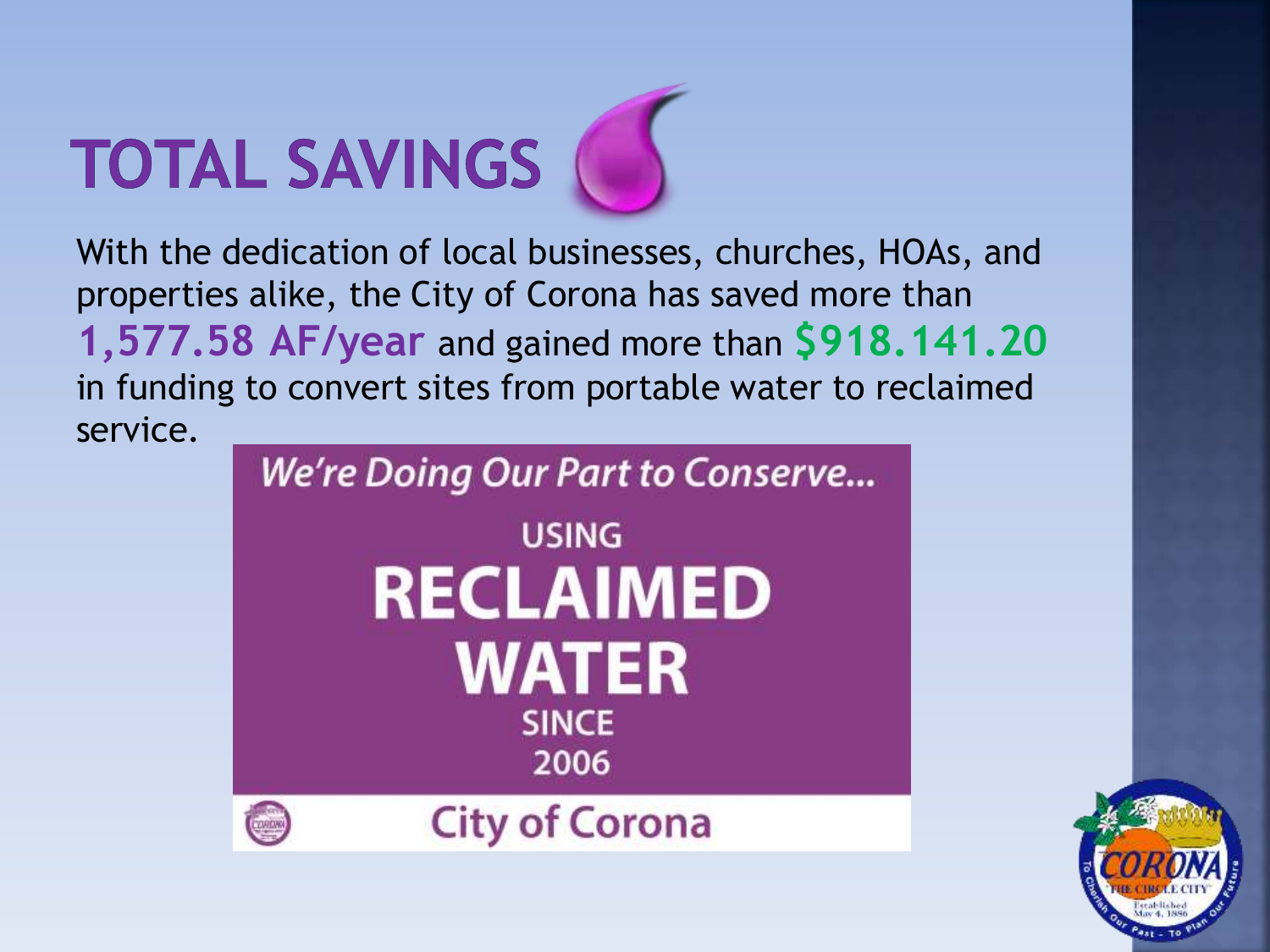# TOTAL SAVINGS

With the dedication of local businesses, churches, HOAs, and properties alike, the City of Corona has saved more than **1,577.58 AF/year** and gained more than **$918.141.20** in funding to convert sites from portable water to reclaimed service.

*We're Doing Our Part to Conserve...*

USING

**RECLAIMED WATER**

SINCE 2006

City of Corona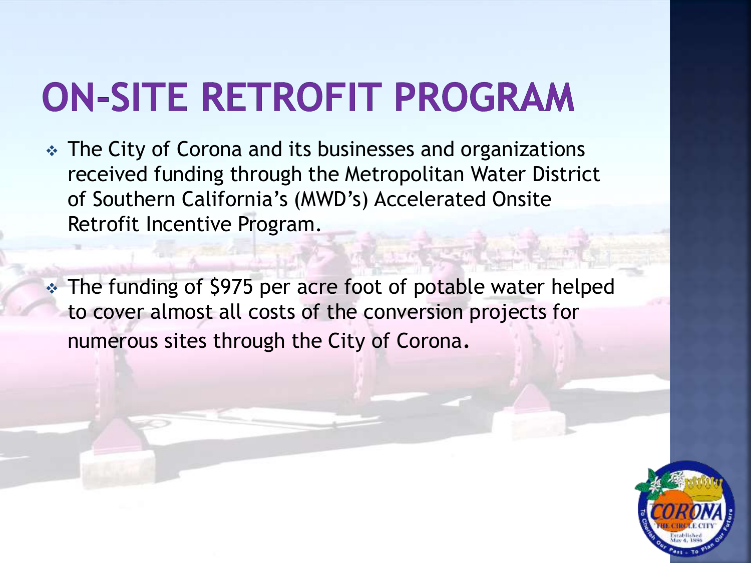# ON-SITE RETROFIT PROGRAM

- The City of Corona and its businesses and organizations received funding through the Metropolitan Water District of Southern California's (MWD's) Accelerated Onsite Retrofit Incentive Program.

- The funding of $975 per acre foot of potable water helped to cover almost all costs of the conversion projects for numerous sites through the City of Corona.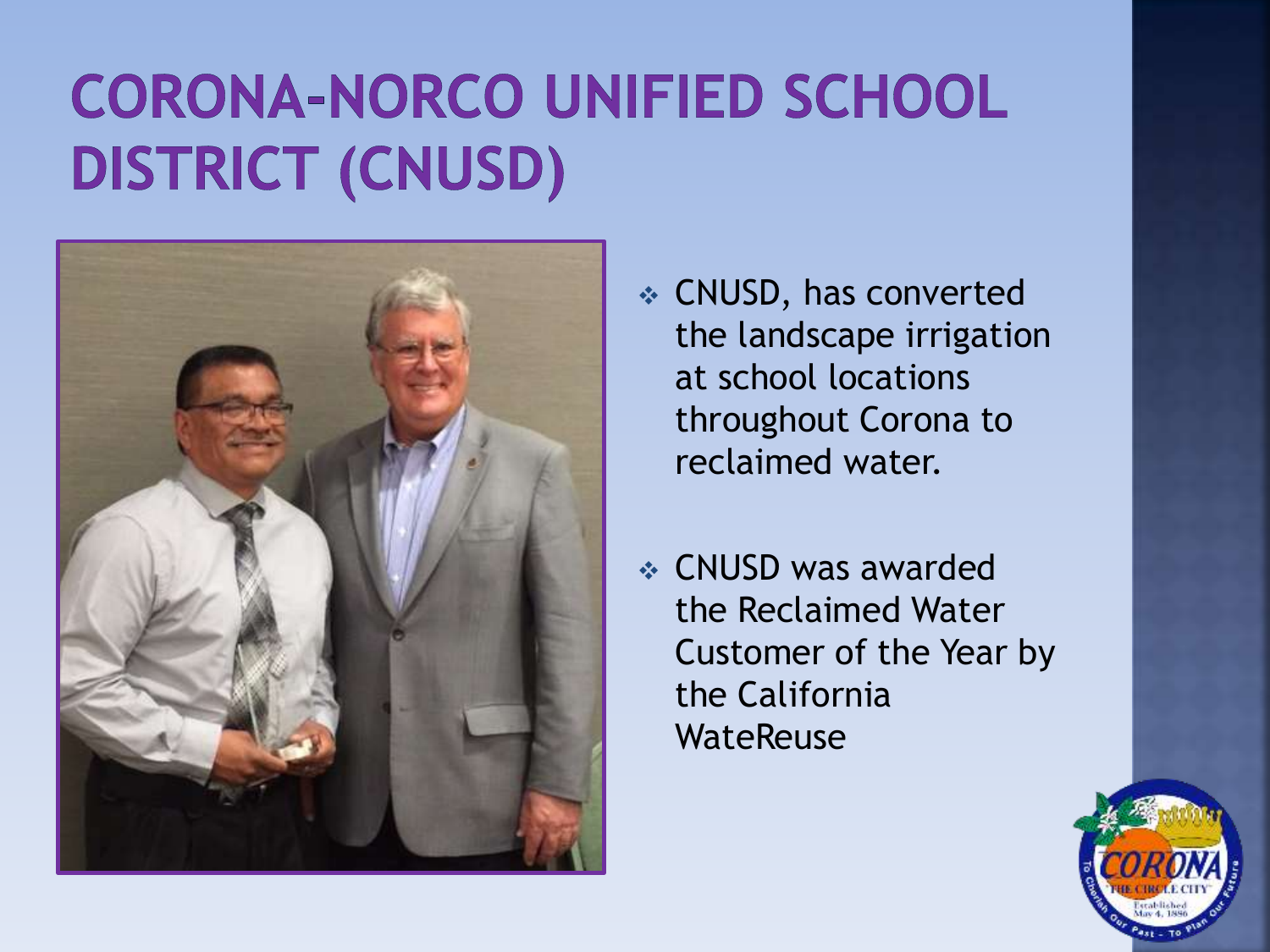# CORONA-NORCO UNIFIED SCHOOL DISTRICT (CNUSD)

- CNUSD, has converted the landscape irrigation at school locations throughout Corona to reclaimed water.
- CNUSD was awarded the Reclaimed Water Customer of the Year by the California WateReuse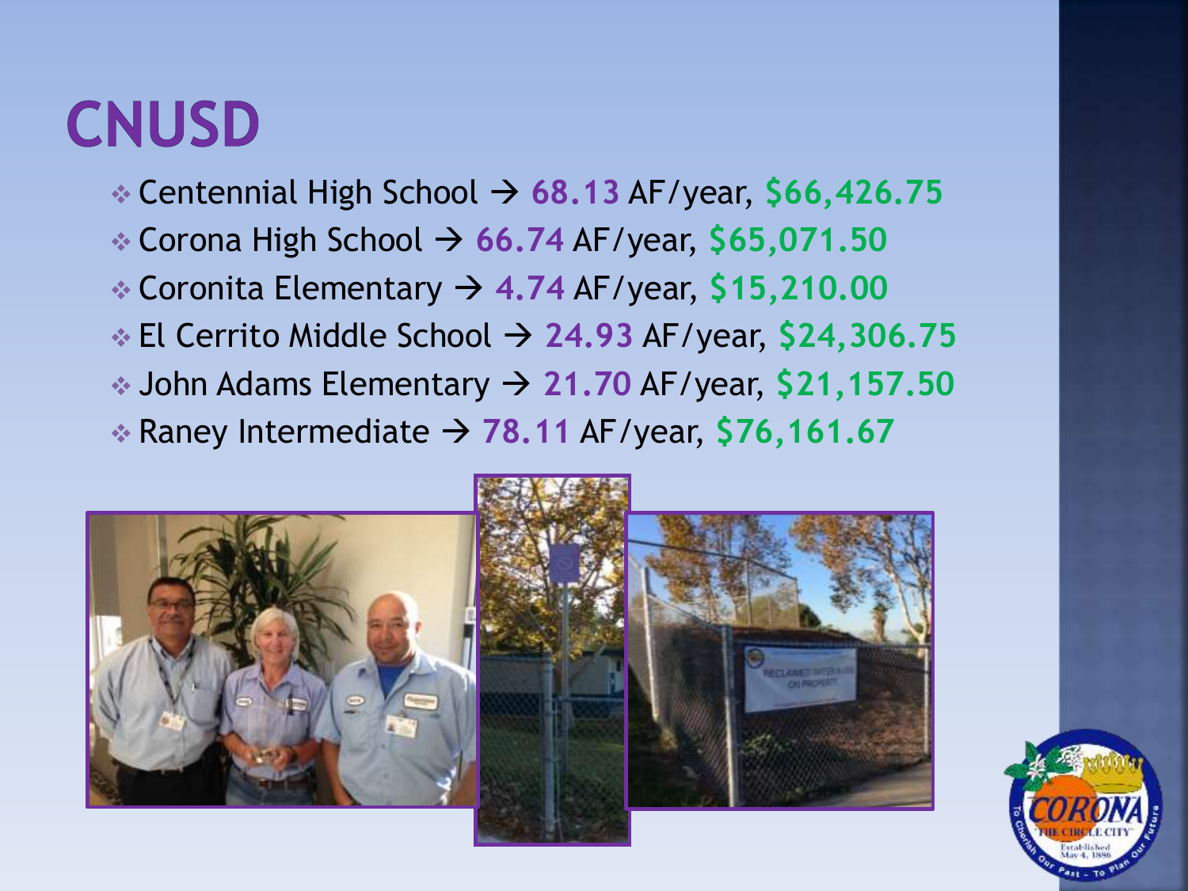# CNUSD

- Centennial High School → **68.13** AF/year, **$66,426.75**
- Corona High School → **66.74** AF/year, **$65,071.50**
- Coronita Elementary → **4.74** AF/year, **$15,210.00**
- El Cerrito Middle School → **24.93** AF/year, **$24,306.75**
- John Adams Elementary → **21.70** AF/year, **$21,157.50**
- Raney Intermediate → **78.11** AF/year, **$76,161.67**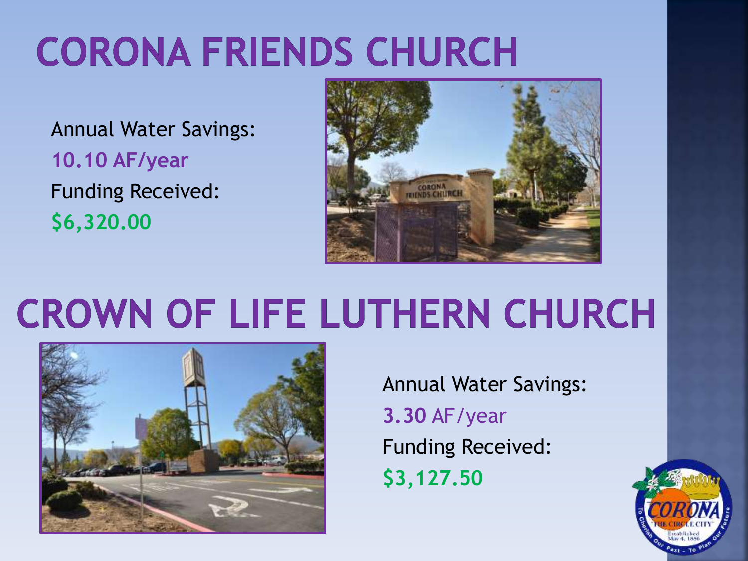# CORONA FRIENDS CHURCH

Annual Water Savings:

**10.10 AF/year**

Funding Received:

**$6,320.00**

# CROWN OF LIFE LUTHERN CHURCH

Annual Water Savings:

**3.30** AF/year

Funding Received:

**$3,127.50**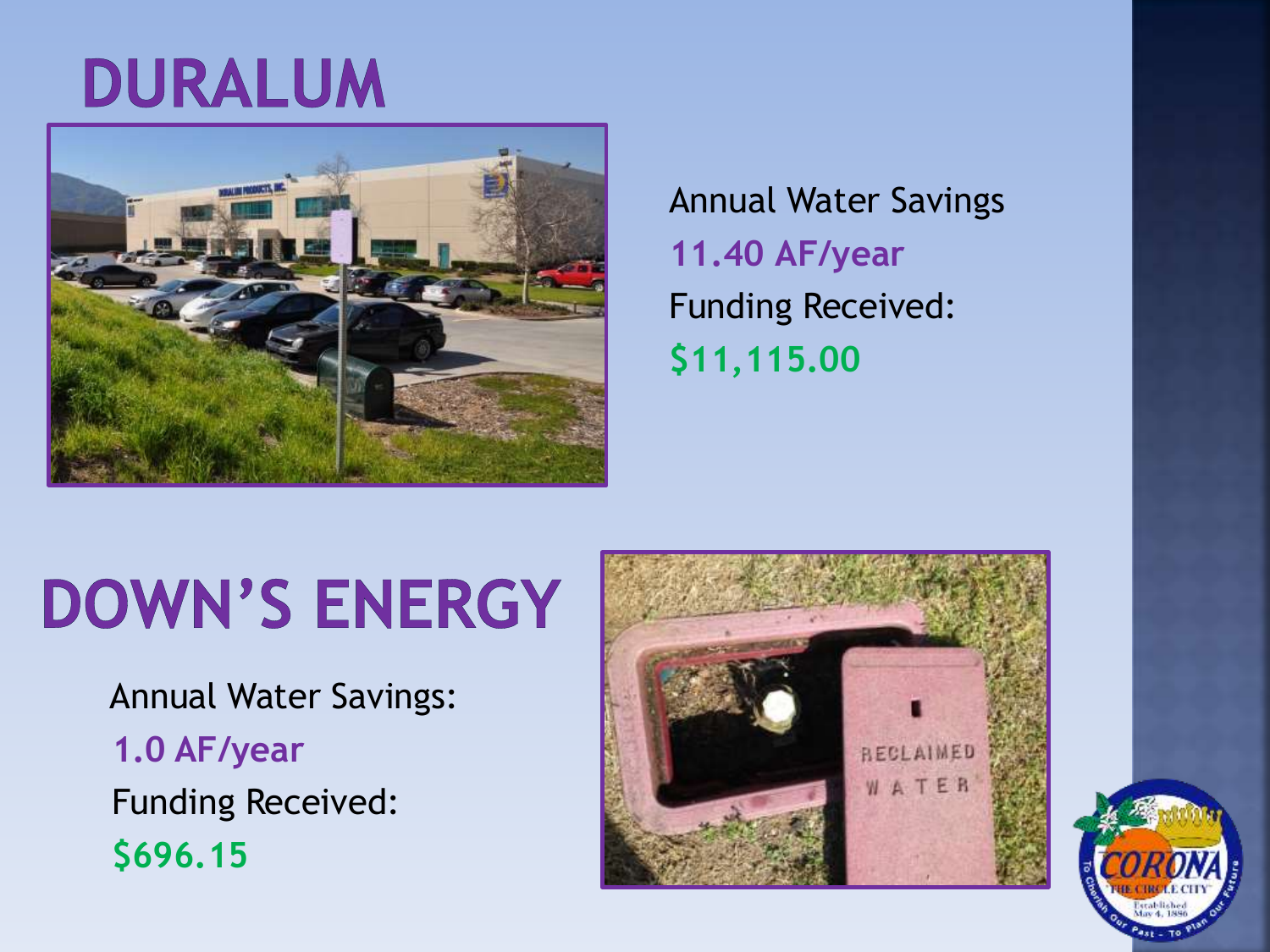# DURALUM

Annual Water Savings

11.40 AF/year

Funding Received:

$11,115.00

# DOWN'S ENERGY

Annual Water Savings:

1.0 AF/year

Funding Received:

$696.15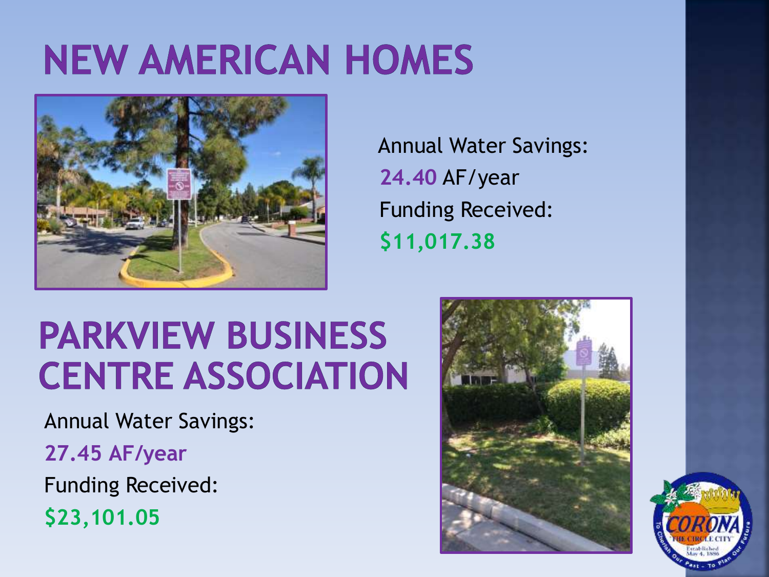# NEW AMERICAN HOMES

Annual Water Savings:
24.40 AF/year
Funding Received:
$11,017.38

# PARKVIEW BUSINESS CENTRE ASSOCIATION

Annual Water Savings:
27.45 AF/year
Funding Received:
$23,101.05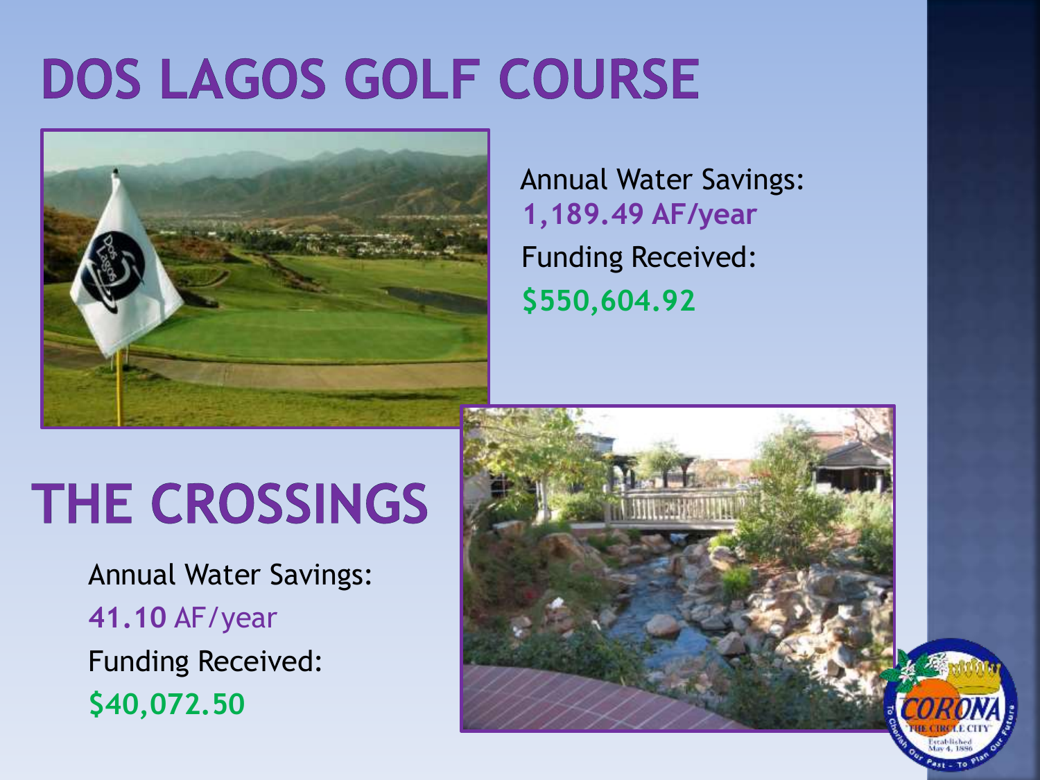# DOS LAGOS GOLF COURSE

Annual Water Savings:
**1,189.49 AF/year**
Funding Received:
**$550,604.92**

# THE CROSSINGS

Annual Water Savings:
**41.10** AF/year
Funding Received:
**$40,072.50**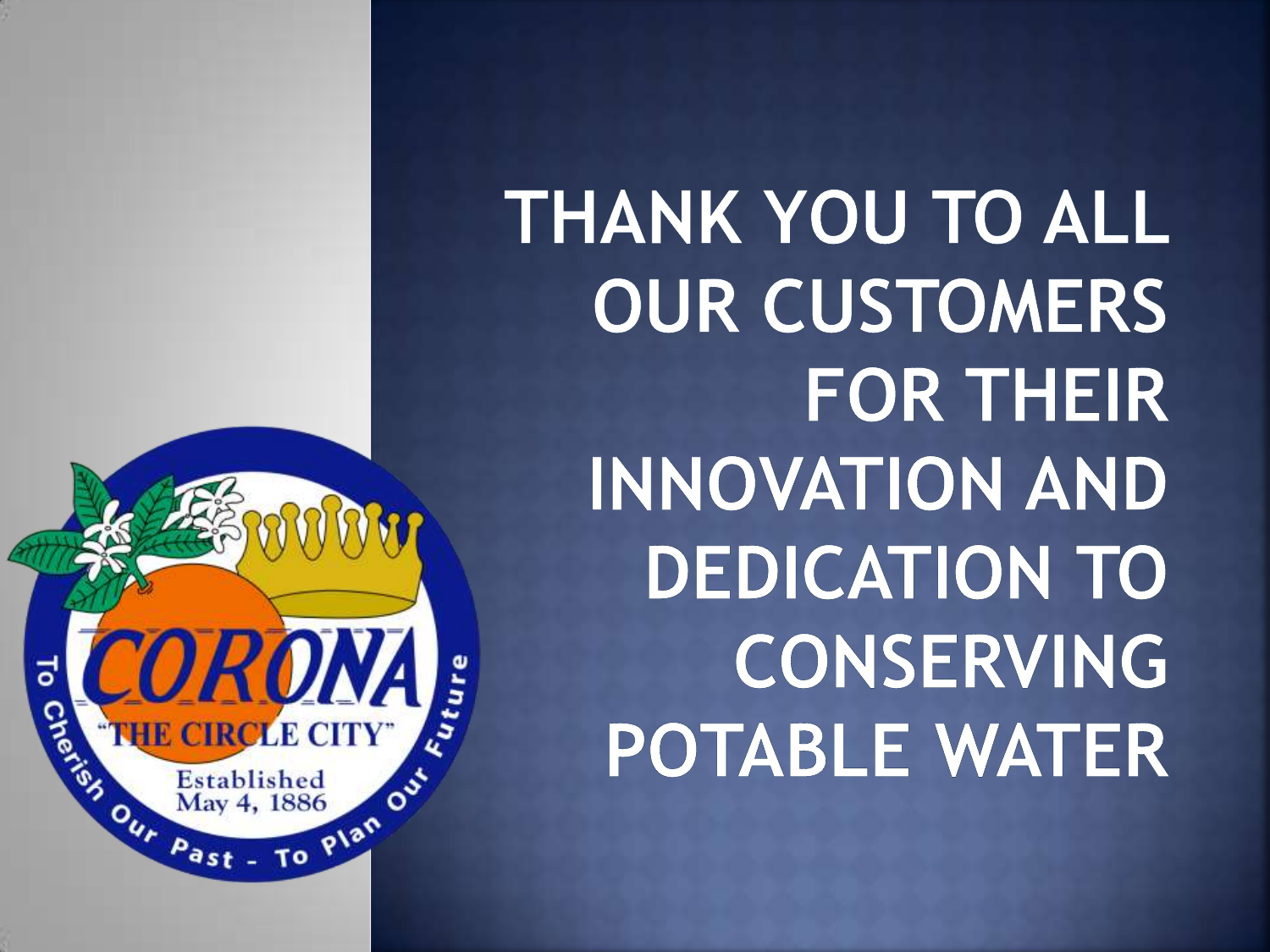# THANK YOU TO ALL OUR CUSTOMERS FOR THEIR INNOVATION AND DEDICATION TO CONSERVING POTABLE WATER